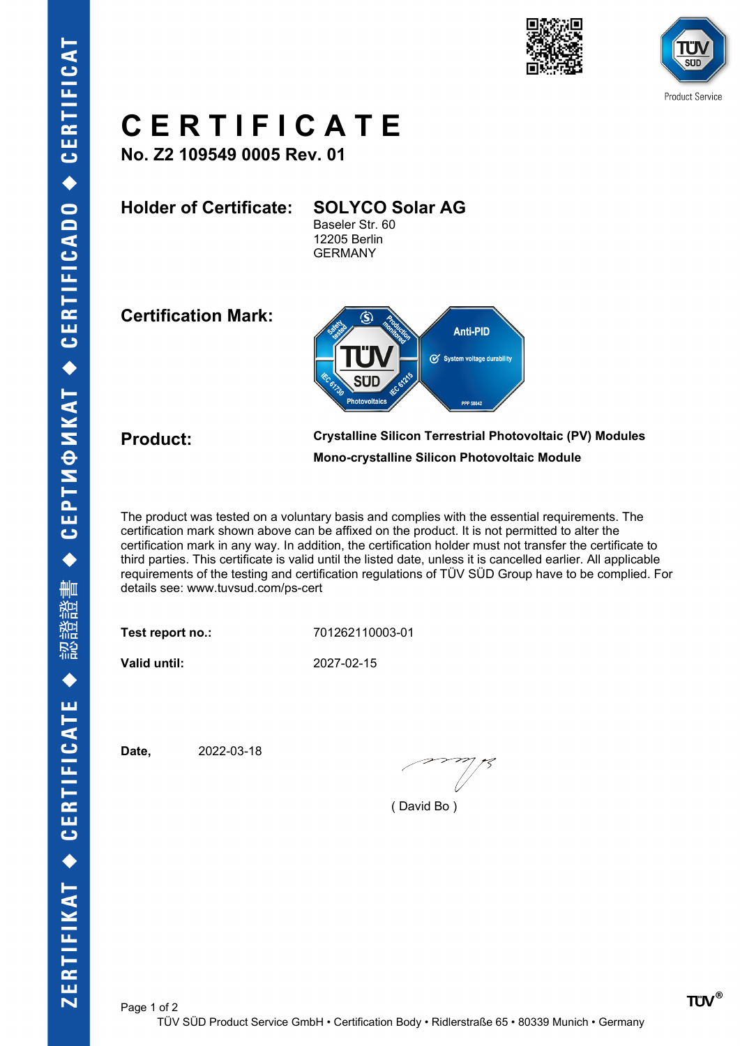# CERTIFICATE

**No. Z2 109549 0005 Rev. 01**

**Holder of Certificate:** **SOLYCO Solar AG**
Baseler Str. 60
12205 Berlin
GERMANY

**Certification Mark:**

**Product:** **Crystalline Silicon Terrestrial Photovoltaic (PV) Modules**
**Mono-crystalline Silicon Photovoltaic Module**

The product was tested on a voluntary basis and complies with the essential requirements. The certification mark shown above can be affixed on the product. It is not permitted to alter the certification mark in any way. In addition, the certification holder must not transfer the certificate to third parties. This certificate is valid until the listed date, unless it is cancelled earlier. All applicable requirements of the testing and certification regulations of TÜV SÜD Group have to be complied. For details see: www.tuvsud.com/ps-cert

**Test report no.:** 701262110003-01

**Valid until:** 2027-02-15

**Date,** 2022-03-18

( David Bo )

TÜV SÜD Product Service GmbH • Certification Body • Ridlerstraße 65 • 80339 Munich • Germany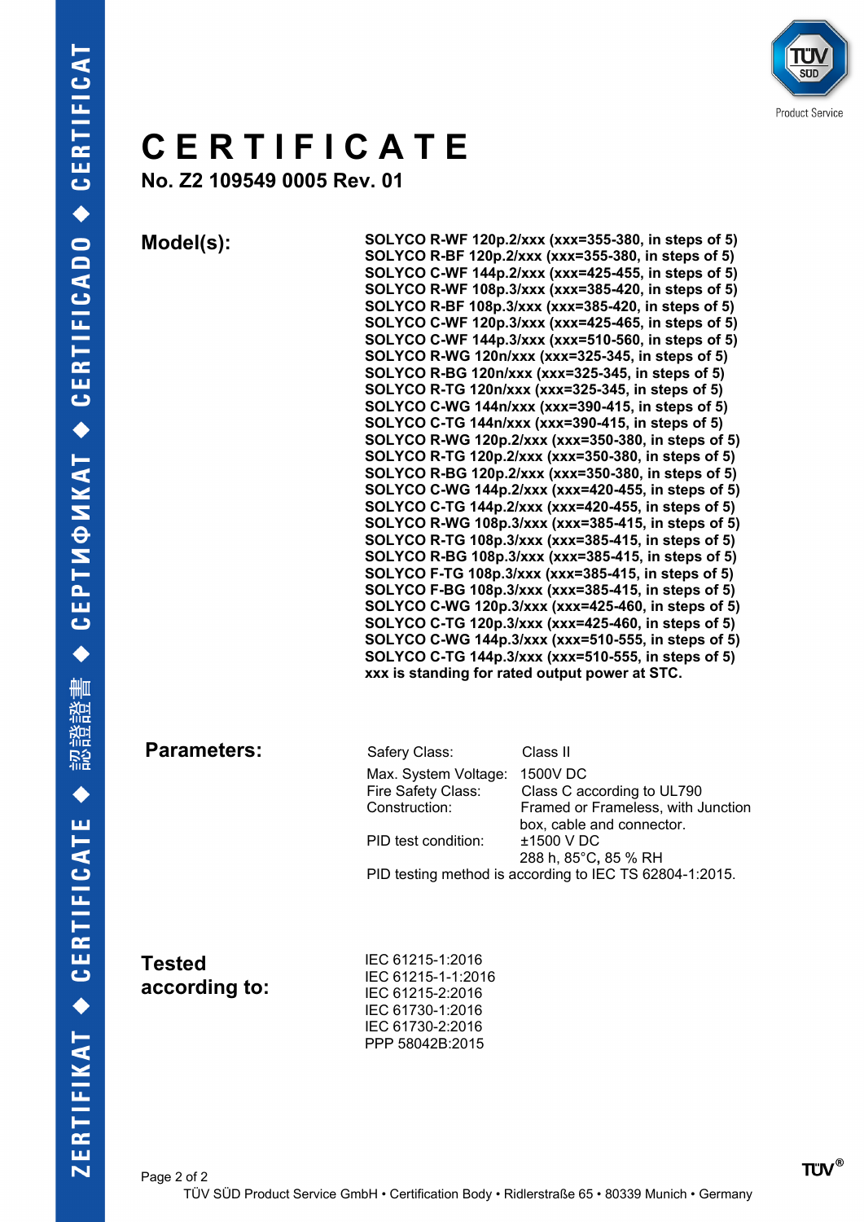# CERTIFICATE

**No. Z2 109549 0005 Rev. 01**

## Model(s):

**SOLYCO R-WF 120p.2/xxx (xxx=355-380, in steps of 5)**
**SOLYCO R-BF 120p.2/xxx (xxx=355-380, in steps of 5)**
**SOLYCO C-WF 144p.2/xxx (xxx=425-455, in steps of 5)**
**SOLYCO R-WF 108p.3/xxx (xxx=385-420, in steps of 5)**
**SOLYCO R-BF 108p.3/xxx (xxx=385-420, in steps of 5)**
**SOLYCO C-WF 120p.3/xxx (xxx=425-465, in steps of 5)**
**SOLYCO C-WF 144p.3/xxx (xxx=510-560, in steps of 5)**
**SOLYCO R-WG 120n/xxx (xxx=325-345, in steps of 5)**
**SOLYCO R-BG 120n/xxx (xxx=325-345, in steps of 5)**
**SOLYCO R-TG 120n/xxx (xxx=325-345, in steps of 5)**
**SOLYCO C-WG 144n/xxx (xxx=390-415, in steps of 5)**
**SOLYCO C-TG 144n/xxx (xxx=390-415, in steps of 5)**
**SOLYCO R-WG 120p.2/xxx (xxx=350-380, in steps of 5)**
**SOLYCO R-TG 120p.2/xxx (xxx=350-380, in steps of 5)**
**SOLYCO R-BG 120p.2/xxx (xxx=350-380, in steps of 5)**
**SOLYCO C-WG 144p.2/xxx (xxx=420-455, in steps of 5)**
**SOLYCO C-TG 144p.2/xxx (xxx=420-455, in steps of 5)**
**SOLYCO R-WG 108p.3/xxx (xxx=385-415, in steps of 5)**
**SOLYCO R-TG 108p.3/xxx (xxx=385-415, in steps of 5)**
**SOLYCO R-BG 108p.3/xxx (xxx=385-415, in steps of 5)**
**SOLYCO F-TG 108p.3/xxx (xxx=385-415, in steps of 5)**
**SOLYCO F-BG 108p.3/xxx (xxx=385-415, in steps of 5)**
**SOLYCO C-WG 120p.3/xxx (xxx=425-460, in steps of 5)**
**SOLYCO C-TG 120p.3/xxx (xxx=425-460, in steps of 5)**
**SOLYCO C-WG 144p.3/xxx (xxx=510-555, in steps of 5)**
**SOLYCO C-TG 144p.3/xxx (xxx=510-555, in steps of 5)**
**xxx is standing for rated output power at STC.**

## Parameters:

| | |
|---|---|
| Safery Class: | Class II |
| Max. System Voltage: | 1500V DC |
| Fire Safety Class: | Class C according to UL790 |
| Construction: | Framed or Frameless, with Junction box, cable and connector. |
| PID test condition: | ±1500 V DC<br>288 h, 85°C, 85 % RH |

PID testing method is according to IEC TS 62804-1:2015.

## Tested according to:

IEC 61215-1:2016
IEC 61215-1-1:2016
IEC 61215-2:2016
IEC 61730-1:2016
IEC 61730-2:2016
PPP 58042B:2015

TÜV SÜD Product Service GmbH • Certification Body • Ridlerstraße 65 • 80339 Munich • Germany